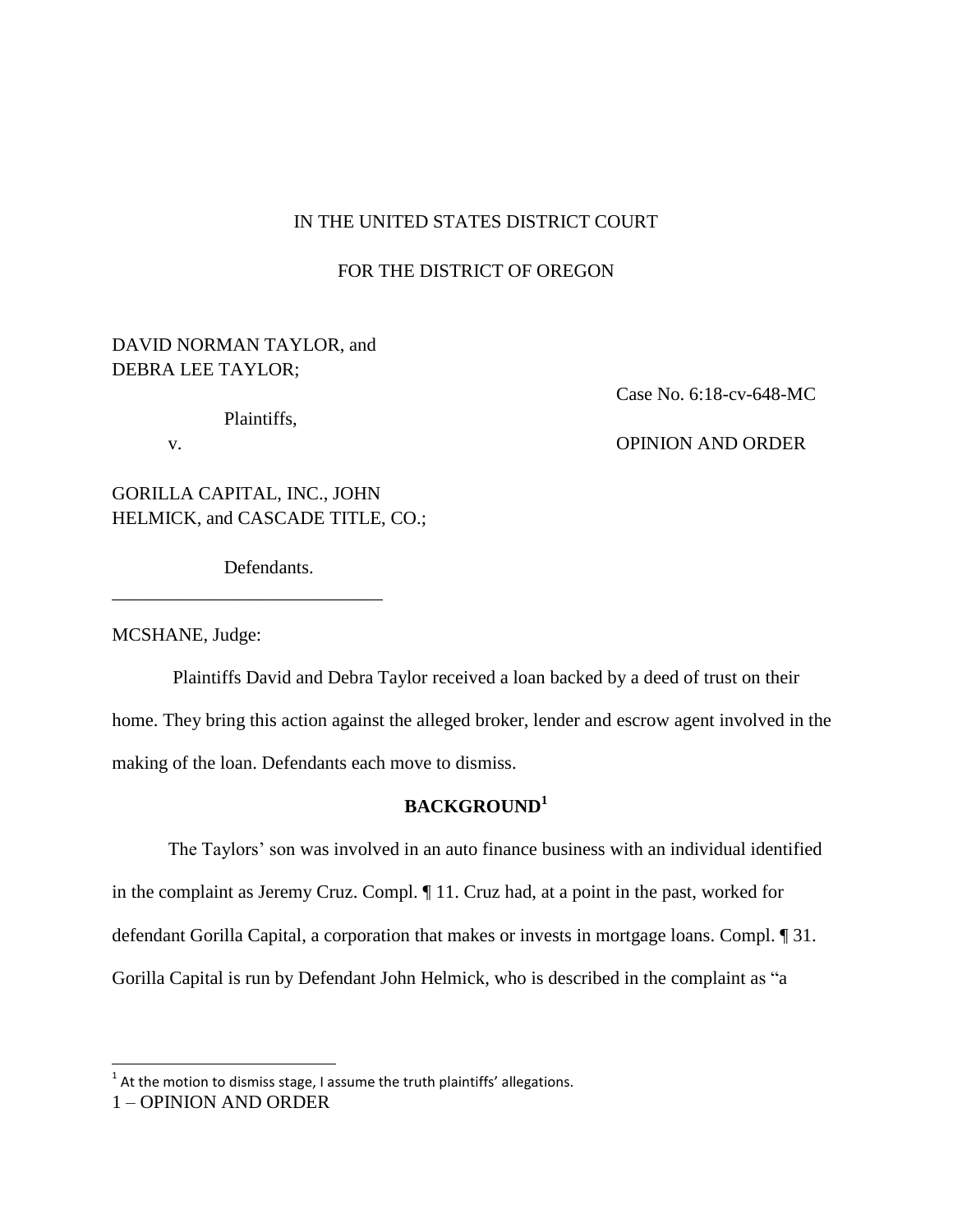IN THE UNITED STATES DISTRICT COURT

FOR THE DISTRICT OF OREGON

DAVID NORMAN TAYLOR, and
DEBRA LEE TAYLOR;

Plaintiffs,

v.

GORILLA CAPITAL, INC., JOHN HELMICK, and CASCADE TITLE, CO.;

Defendants.

Case No. 6:18-cv-648-MC

OPINION AND ORDER

_____________________________

MCSHANE, Judge:

Plaintiffs David and Debra Taylor received a loan backed by a deed of trust on their home. They bring this action against the alleged broker, lender and escrow agent involved in the making of the loan. Defendants each move to dismiss.

## BACKGROUND[1]

The Taylors' son was involved in an auto finance business with an individual identified in the complaint as Jeremy Cruz. Compl. ¶ 11. Cruz had, at a point in the past, worked for defendant Gorilla Capital, a corporation that makes or invests in mortgage loans. Compl. ¶ 31. Gorilla Capital is run by Defendant John Helmick, who is described in the complaint as "a

[1] At the motion to dismiss stage, I assume the truth plaintiffs' allegations.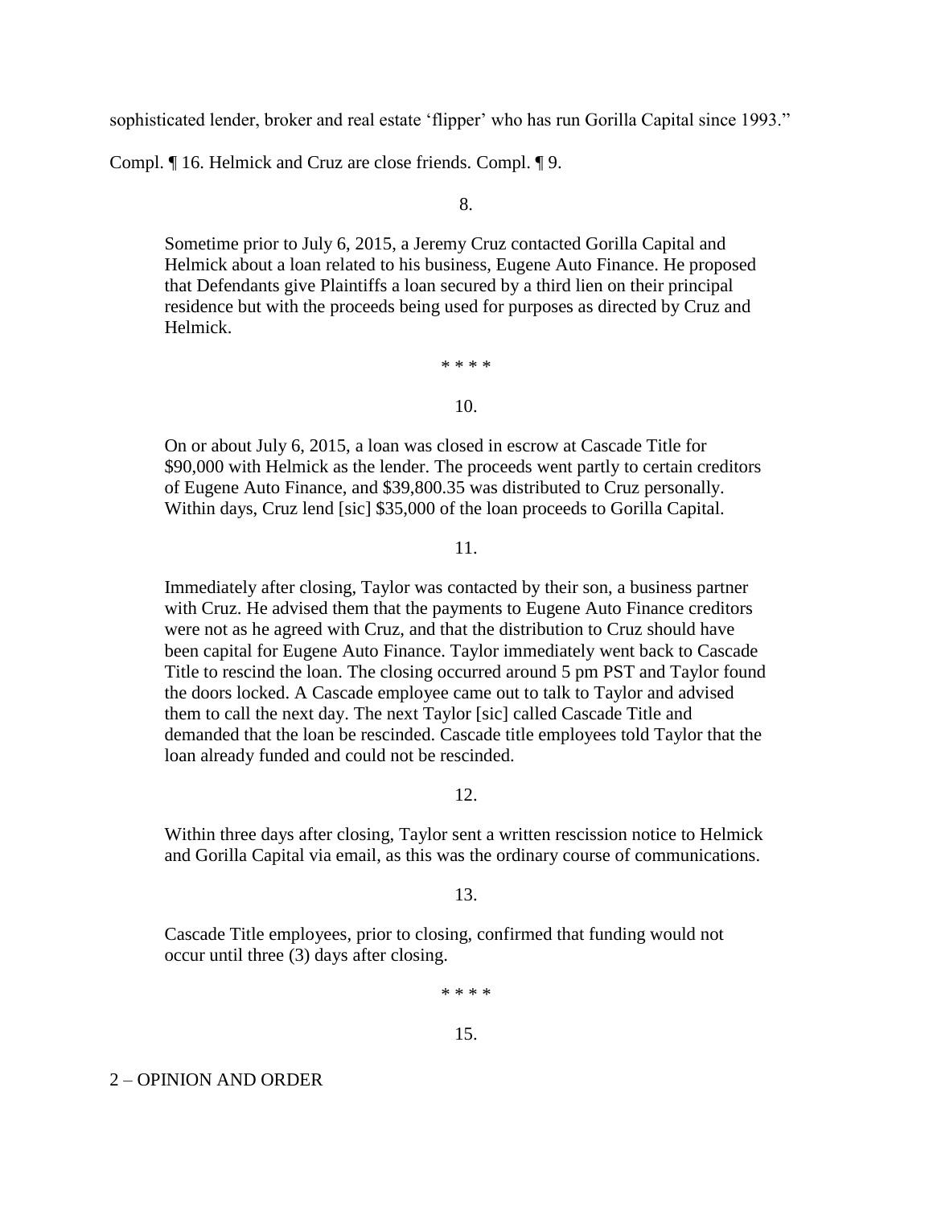sophisticated lender, broker and real estate 'flipper' who has run Gorilla Capital since 1993."

Compl. ¶ 16. Helmick and Cruz are close friends. Compl. ¶ 9.

> 8.
>
> Sometime prior to July 6, 2015, a Jeremy Cruz contacted Gorilla Capital and Helmick about a loan related to his business, Eugene Auto Finance. He proposed that Defendants give Plaintiffs a loan secured by a third lien on their principal residence but with the proceeds being used for purposes as directed by Cruz and Helmick.
>
> * * * *
>
> 10.
>
> On or about July 6, 2015, a loan was closed in escrow at Cascade Title for $90,000 with Helmick as the lender. The proceeds went partly to certain creditors of Eugene Auto Finance, and $39,800.35 was distributed to Cruz personally. Within days, Cruz lend [sic] $35,000 of the loan proceeds to Gorilla Capital.
>
> 11.
>
> Immediately after closing, Taylor was contacted by their son, a business partner with Cruz. He advised them that the payments to Eugene Auto Finance creditors were not as he agreed with Cruz, and that the distribution to Cruz should have been capital for Eugene Auto Finance. Taylor immediately went back to Cascade Title to rescind the loan. The closing occurred around 5 pm PST and Taylor found the doors locked. A Cascade employee came out to talk to Taylor and advised them to call the next day. The next Taylor [sic] called Cascade Title and demanded that the loan be rescinded. Cascade title employees told Taylor that the loan already funded and could not be rescinded.
>
> 12.
>
> Within three days after closing, Taylor sent a written rescission notice to Helmick and Gorilla Capital via email, as this was the ordinary course of communications.
>
> 13.
>
> Cascade Title employees, prior to closing, confirmed that funding would not occur until three (3) days after closing.
>
> * * * *
>
> 15.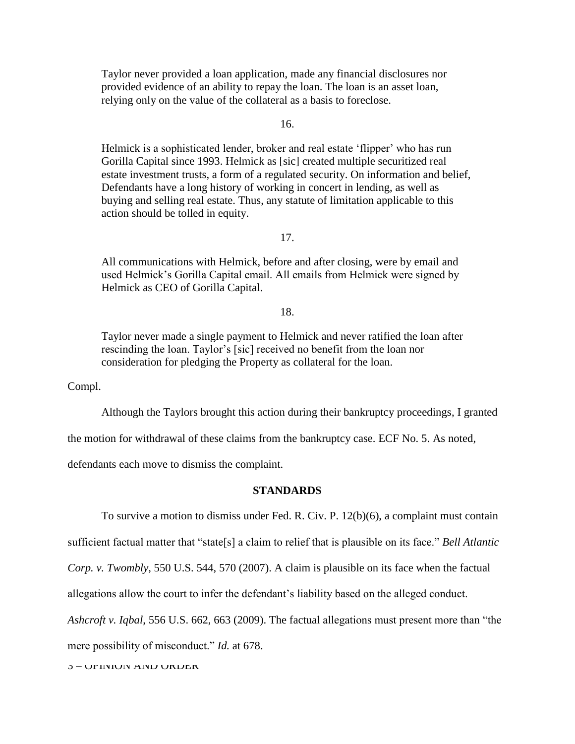Taylor never provided a loan application, made any financial disclosures nor provided evidence of an ability to repay the loan. The loan is an asset loan, relying only on the value of the collateral as a basis to foreclose.

16.

Helmick is a sophisticated lender, broker and real estate 'flipper' who has run Gorilla Capital since 1993. Helmick as [sic] created multiple securitized real estate investment trusts, a form of a regulated security. On information and belief, Defendants have a long history of working in concert in lending, as well as buying and selling real estate. Thus, any statute of limitation applicable to this action should be tolled in equity.

17.

All communications with Helmick, before and after closing, were by email and used Helmick's Gorilla Capital email. All emails from Helmick were signed by Helmick as CEO of Gorilla Capital.

18.

Taylor never made a single payment to Helmick and never ratified the loan after rescinding the loan. Taylor's [sic] received no benefit from the loan nor consideration for pledging the Property as collateral for the loan.

Compl.

Although the Taylors brought this action during their bankruptcy proceedings, I granted the motion for withdrawal of these claims from the bankruptcy case. ECF No. 5. As noted, defendants each move to dismiss the complaint.

## STANDARDS

To survive a motion to dismiss under Fed. R. Civ. P. 12(b)(6), a complaint must contain sufficient factual matter that "state[s] a claim to relief that is plausible on its face." *Bell Atlantic Corp. v. Twombly*, 550 U.S. 544, 570 (2007). A claim is plausible on its face when the factual allegations allow the court to infer the defendant's liability based on the alleged conduct. *Ashcroft v. Iqbal*, 556 U.S. 662, 663 (2009). The factual allegations must present more than "the mere possibility of misconduct." *Id.* at 678.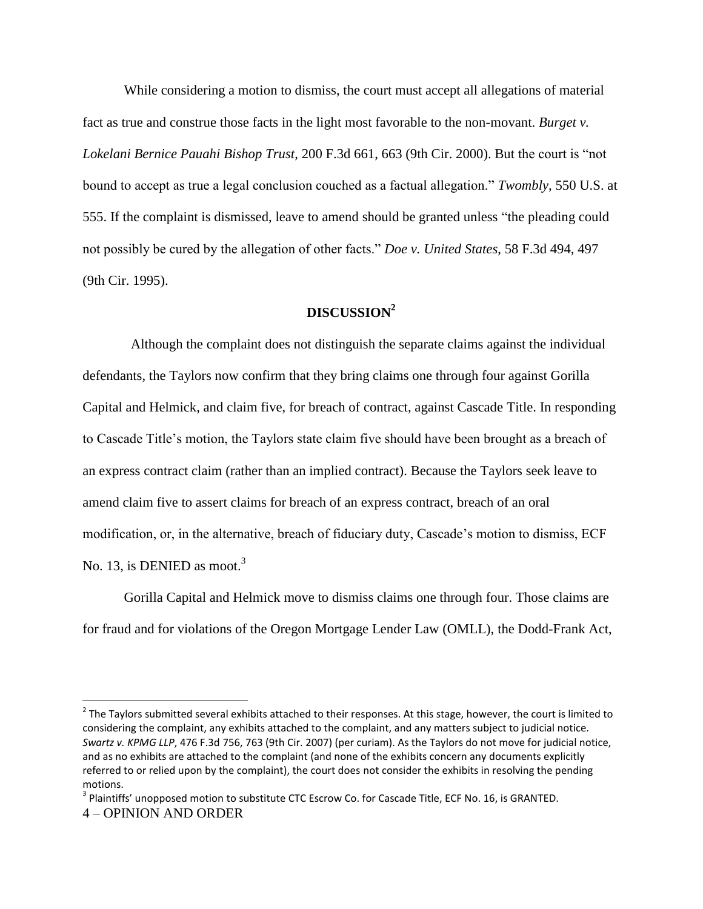While considering a motion to dismiss, the court must accept all allegations of material fact as true and construe those facts in the light most favorable to the non-movant. *Burget v. Lokelani Bernice Pauahi Bishop Trust*, 200 F.3d 661, 663 (9th Cir. 2000). But the court is "not bound to accept as true a legal conclusion couched as a factual allegation." *Twombly*, 550 U.S. at 555. If the complaint is dismissed, leave to amend should be granted unless "the pleading could not possibly be cured by the allegation of other facts." *Doe v. United States*, 58 F.3d 494, 497 (9th Cir. 1995).

## DISCUSSION[2]

Although the complaint does not distinguish the separate claims against the individual defendants, the Taylors now confirm that they bring claims one through four against Gorilla Capital and Helmick, and claim five, for breach of contract, against Cascade Title. In responding to Cascade Title's motion, the Taylors state claim five should have been brought as a breach of an express contract claim (rather than an implied contract). Because the Taylors seek leave to amend claim five to assert claims for breach of an express contract, breach of an oral modification, or, in the alternative, breach of fiduciary duty, Cascade's motion to dismiss, ECF No. 13, is DENIED as moot.[3]

Gorilla Capital and Helmick move to dismiss claims one through four. Those claims are for fraud and for violations of the Oregon Mortgage Lender Law (OMLL), the Dodd-Frank Act,

---

[2] The Taylors submitted several exhibits attached to their responses. At this stage, however, the court is limited to considering the complaint, any exhibits attached to the complaint, and any matters subject to judicial notice. *Swartz v. KPMG LLP*, 476 F.3d 756, 763 (9th Cir. 2007) (per curiam). As the Taylors do not move for judicial notice, and as no exhibits are attached to the complaint (and none of the exhibits concern any documents explicitly referred to or relied upon by the complaint), the court does not consider the exhibits in resolving the pending motions.

[3] Plaintiffs' unopposed motion to substitute CTC Escrow Co. for Cascade Title, ECF No. 16, is GRANTED.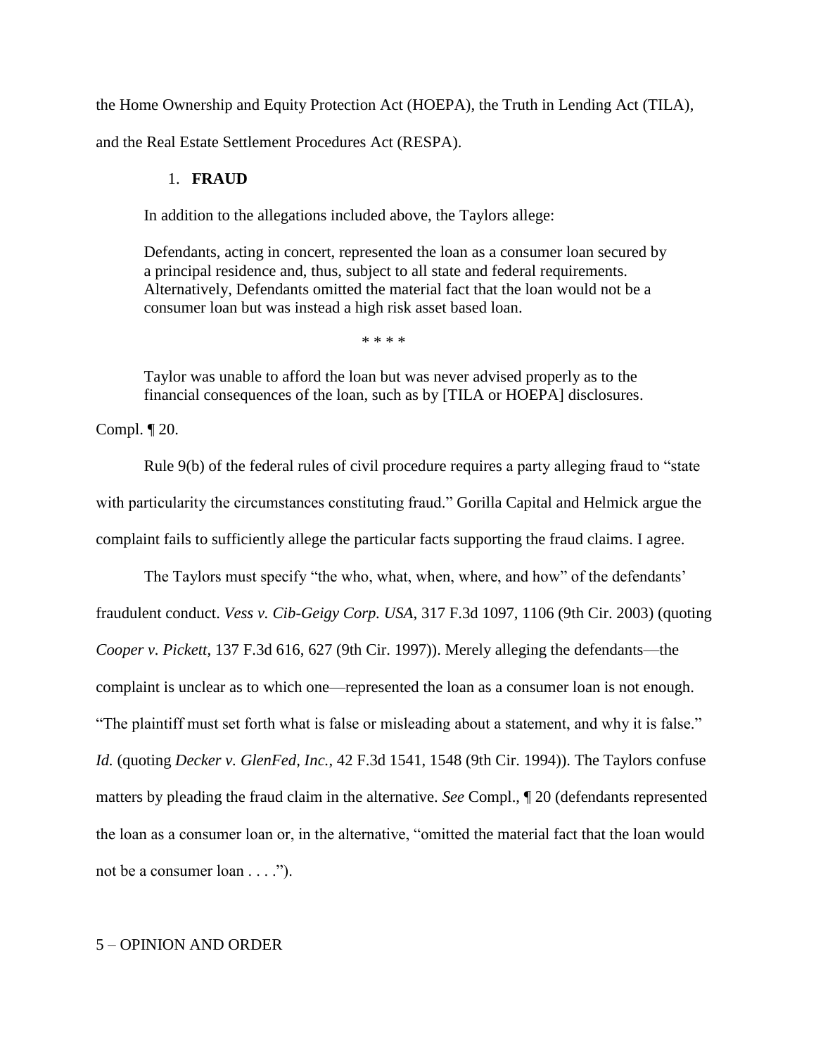the Home Ownership and Equity Protection Act (HOEPA), the Truth in Lending Act (TILA), and the Real Estate Settlement Procedures Act (RESPA).

1. **FRAUD**

In addition to the allegations included above, the Taylors allege:

> Defendants, acting in concert, represented the loan as a consumer loan secured by a principal residence and, thus, subject to all state and federal requirements. Alternatively, Defendants omitted the material fact that the loan would not be a consumer loan but was instead a high risk asset based loan.
>
> * * * *
>
> Taylor was unable to afford the loan but was never advised properly as to the financial consequences of the loan, such as by [TILA or HOEPA] disclosures.

Compl. ¶ 20.

Rule 9(b) of the federal rules of civil procedure requires a party alleging fraud to "state with particularity the circumstances constituting fraud." Gorilla Capital and Helmick argue the complaint fails to sufficiently allege the particular facts supporting the fraud claims. I agree.

The Taylors must specify "the who, what, when, where, and how" of the defendants' fraudulent conduct. *Vess v. Cib-Geigy Corp. USA*, 317 F.3d 1097, 1106 (9th Cir. 2003) (quoting *Cooper v. Pickett*, 137 F.3d 616, 627 (9th Cir. 1997)). Merely alleging the defendants—the complaint is unclear as to which one—represented the loan as a consumer loan is not enough. "The plaintiff must set forth what is false or misleading about a statement, and why it is false." *Id.* (quoting *Decker v. GlenFed, Inc.*, 42 F.3d 1541, 1548 (9th Cir. 1994)). The Taylors confuse matters by pleading the fraud claim in the alternative. *See* Compl., ¶ 20 (defendants represented the loan as a consumer loan or, in the alternative, "omitted the material fact that the loan would not be a consumer loan . . . .").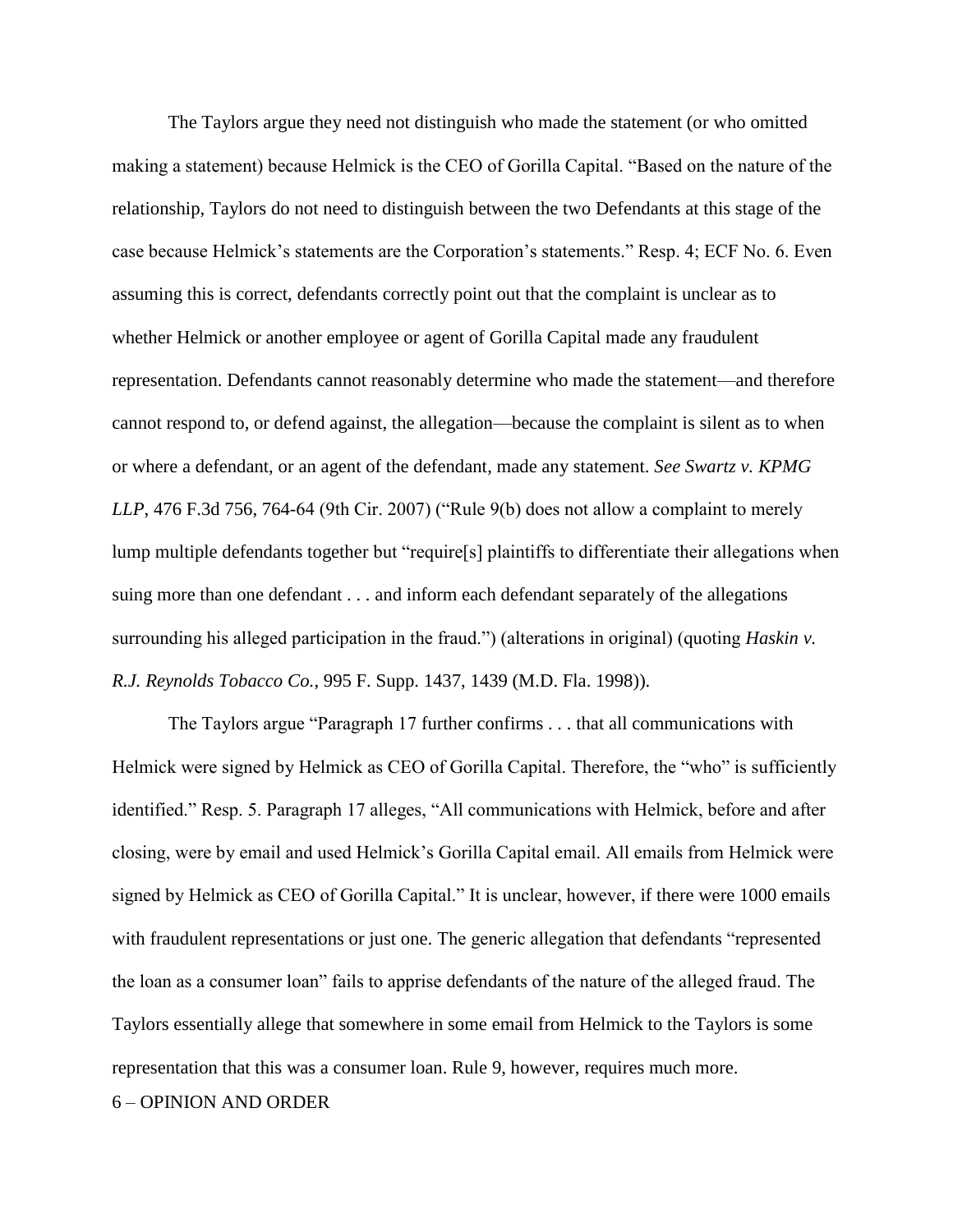The Taylors argue they need not distinguish who made the statement (or who omitted making a statement) because Helmick is the CEO of Gorilla Capital. "Based on the nature of the relationship, Taylors do not need to distinguish between the two Defendants at this stage of the case because Helmick's statements are the Corporation's statements." Resp. 4; ECF No. 6. Even assuming this is correct, defendants correctly point out that the complaint is unclear as to whether Helmick or another employee or agent of Gorilla Capital made any fraudulent representation. Defendants cannot reasonably determine who made the statement—and therefore cannot respond to, or defend against, the allegation—because the complaint is silent as to when or where a defendant, or an agent of the defendant, made any statement. *See Swartz v. KPMG LLP*, 476 F.3d 756, 764-64 (9th Cir. 2007) ("Rule 9(b) does not allow a complaint to merely lump multiple defendants together but "require[s] plaintiffs to differentiate their allegations when suing more than one defendant . . . and inform each defendant separately of the allegations surrounding his alleged participation in the fraud.") (alterations in original) (quoting *Haskin v. R.J. Reynolds Tobacco Co.*, 995 F. Supp. 1437, 1439 (M.D. Fla. 1998)).

The Taylors argue "Paragraph 17 further confirms . . . that all communications with Helmick were signed by Helmick as CEO of Gorilla Capital. Therefore, the "who" is sufficiently identified." Resp. 5. Paragraph 17 alleges, "All communications with Helmick, before and after closing, were by email and used Helmick's Gorilla Capital email. All emails from Helmick were signed by Helmick as CEO of Gorilla Capital." It is unclear, however, if there were 1000 emails with fraudulent representations or just one. The generic allegation that defendants "represented the loan as a consumer loan" fails to apprise defendants of the nature of the alleged fraud. The Taylors essentially allege that somewhere in some email from Helmick to the Taylors is some representation that this was a consumer loan. Rule 9, however, requires much more.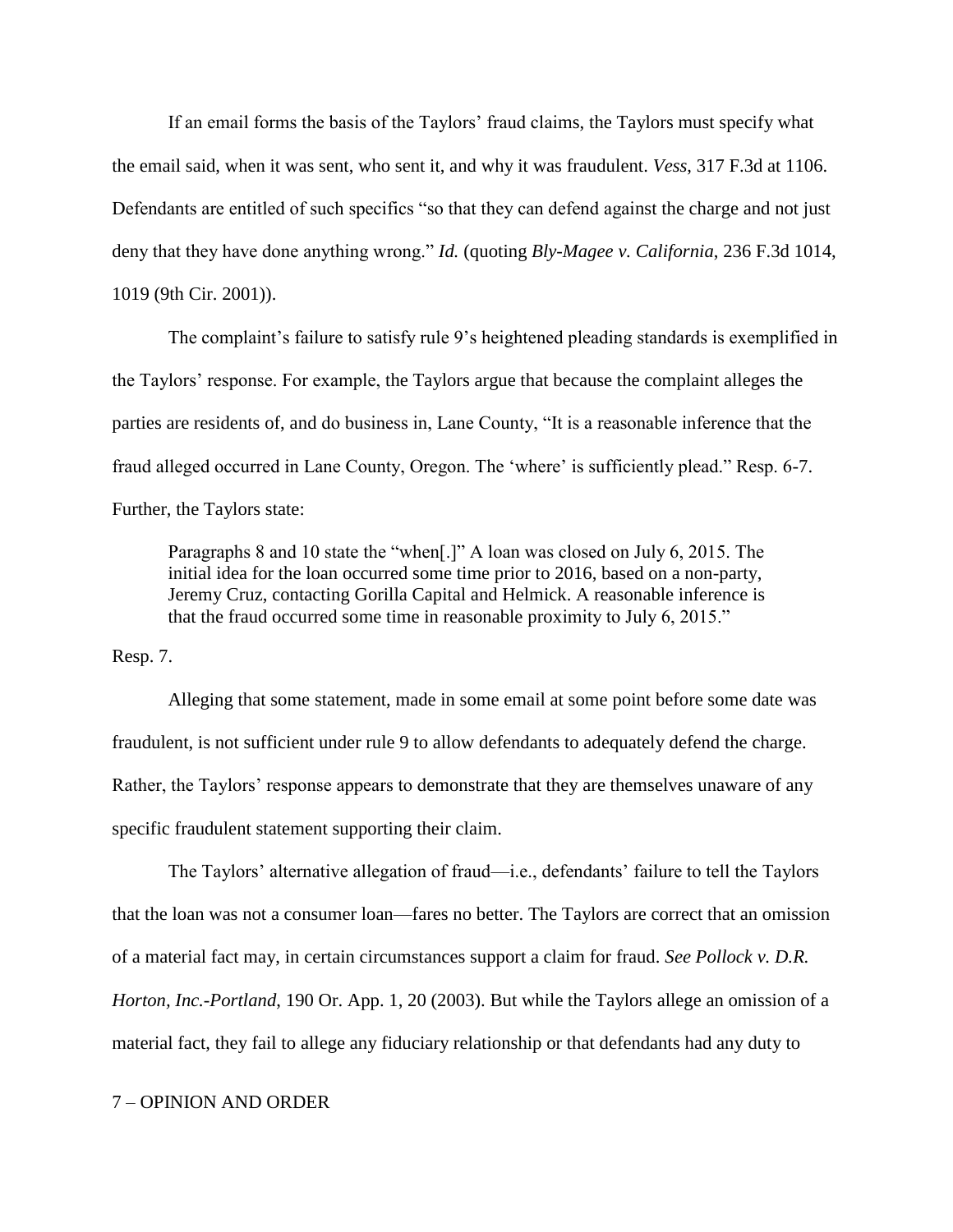If an email forms the basis of the Taylors' fraud claims, the Taylors must specify what the email said, when it was sent, who sent it, and why it was fraudulent. *Vess*, 317 F.3d at 1106. Defendants are entitled of such specifics "so that they can defend against the charge and not just deny that they have done anything wrong." *Id.* (quoting *Bly-Magee v. California*, 236 F.3d 1014, 1019 (9th Cir. 2001)).

The complaint's failure to satisfy rule 9's heightened pleading standards is exemplified in the Taylors' response. For example, the Taylors argue that because the complaint alleges the parties are residents of, and do business in, Lane County, "It is a reasonable inference that the fraud alleged occurred in Lane County, Oregon. The 'where' is sufficiently plead." Resp. 6-7. Further, the Taylors state:

> Paragraphs 8 and 10 state the "when[.]" A loan was closed on July 6, 2015. The initial idea for the loan occurred some time prior to 2016, based on a non-party, Jeremy Cruz, contacting Gorilla Capital and Helmick. A reasonable inference is that the fraud occurred some time in reasonable proximity to July 6, 2015."

Resp. 7.

Alleging that some statement, made in some email at some point before some date was fraudulent, is not sufficient under rule 9 to allow defendants to adequately defend the charge. Rather, the Taylors' response appears to demonstrate that they are themselves unaware of any specific fraudulent statement supporting their claim.

The Taylors' alternative allegation of fraud—i.e., defendants' failure to tell the Taylors that the loan was not a consumer loan—fares no better. The Taylors are correct that an omission of a material fact may, in certain circumstances support a claim for fraud. *See Pollock v. D.R. Horton, Inc.-Portland*, 190 Or. App. 1, 20 (2003). But while the Taylors allege an omission of a material fact, they fail to allege any fiduciary relationship or that defendants had any duty to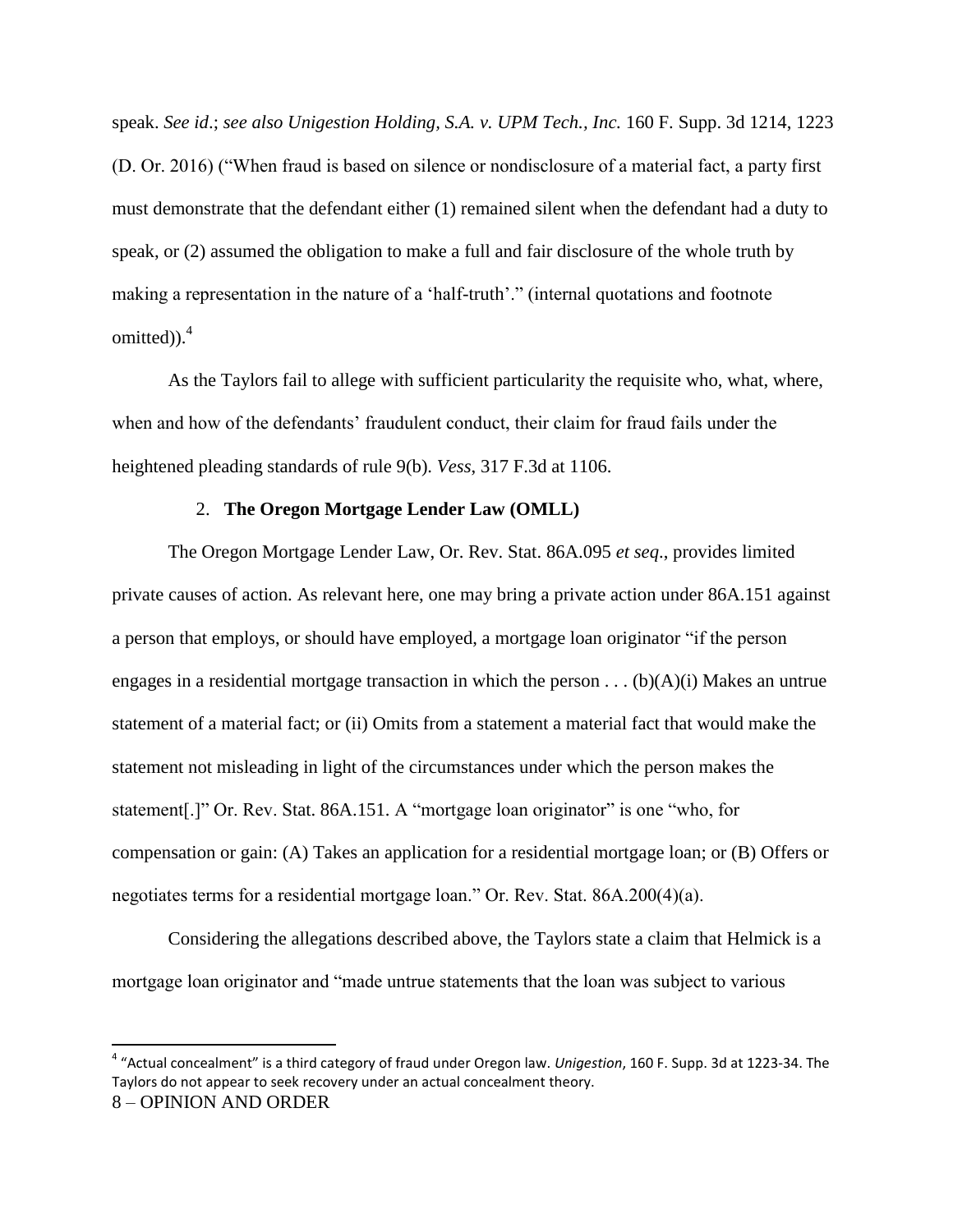speak. *See id*.; *see also Unigestion Holding, S.A. v. UPM Tech., Inc.* 160 F. Supp. 3d 1214, 1223 (D. Or. 2016) ("When fraud is based on silence or nondisclosure of a material fact, a party first must demonstrate that the defendant either (1) remained silent when the defendant had a duty to speak, or (2) assumed the obligation to make a full and fair disclosure of the whole truth by making a representation in the nature of a 'half-truth'." (internal quotations and footnote omitted)).[4]

As the Taylors fail to allege with sufficient particularity the requisite who, what, where, when and how of the defendants' fraudulent conduct, their claim for fraud fails under the heightened pleading standards of rule 9(b). *Vess*, 317 F.3d at 1106.

2. **The Oregon Mortgage Lender Law (OMLL)**

The Oregon Mortgage Lender Law, Or. Rev. Stat. 86A.095 *et seq*., provides limited private causes of action. As relevant here, one may bring a private action under 86A.151 against a person that employs, or should have employed, a mortgage loan originator "if the person engages in a residential mortgage transaction in which the person . . . (b)(A)(i) Makes an untrue statement of a material fact; or (ii) Omits from a statement a material fact that would make the statement not misleading in light of the circumstances under which the person makes the statement[.]" Or. Rev. Stat. 86A.151. A "mortgage loan originator" is one "who, for compensation or gain: (A) Takes an application for a residential mortgage loan; or (B) Offers or negotiates terms for a residential mortgage loan." Or. Rev. Stat. 86A.200(4)(a).

Considering the allegations described above, the Taylors state a claim that Helmick is a mortgage loan originator and "made untrue statements that the loan was subject to various

[4] "Actual concealment" is a third category of fraud under Oregon law. *Unigestion*, 160 F. Supp. 3d at 1223-34. The Taylors do not appear to seek recovery under an actual concealment theory.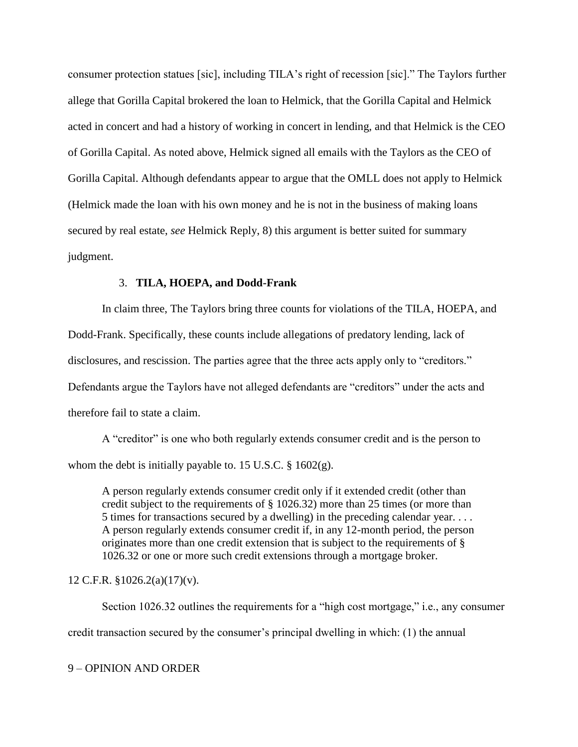consumer protection statues [sic], including TILA's right of recession [sic]." The Taylors further allege that Gorilla Capital brokered the loan to Helmick, that the Gorilla Capital and Helmick acted in concert and had a history of working in concert in lending, and that Helmick is the CEO of Gorilla Capital. As noted above, Helmick signed all emails with the Taylors as the CEO of Gorilla Capital. Although defendants appear to argue that the OMLL does not apply to Helmick (Helmick made the loan with his own money and he is not in the business of making loans secured by real estate, *see* Helmick Reply, 8) this argument is better suited for summary judgment.

### 3. **TILA, HOEPA, and Dodd-Frank**

In claim three, The Taylors bring three counts for violations of the TILA, HOEPA, and Dodd-Frank. Specifically, these counts include allegations of predatory lending, lack of disclosures, and rescission. The parties agree that the three acts apply only to "creditors." Defendants argue the Taylors have not alleged defendants are "creditors" under the acts and therefore fail to state a claim.

A "creditor" is one who both regularly extends consumer credit and is the person to whom the debt is initially payable to. 15 U.S.C. § 1602(g).

> A person regularly extends consumer credit only if it extended credit (other than credit subject to the requirements of § 1026.32) more than 25 times (or more than 5 times for transactions secured by a dwelling) in the preceding calendar year. . . . A person regularly extends consumer credit if, in any 12-month period, the person originates more than one credit extension that is subject to the requirements of § 1026.32 or one or more such credit extensions through a mortgage broker.

12 C.F.R. §1026.2(a)(17)(v).

Section 1026.32 outlines the requirements for a "high cost mortgage," i.e., any consumer credit transaction secured by the consumer's principal dwelling in which: (1) the annual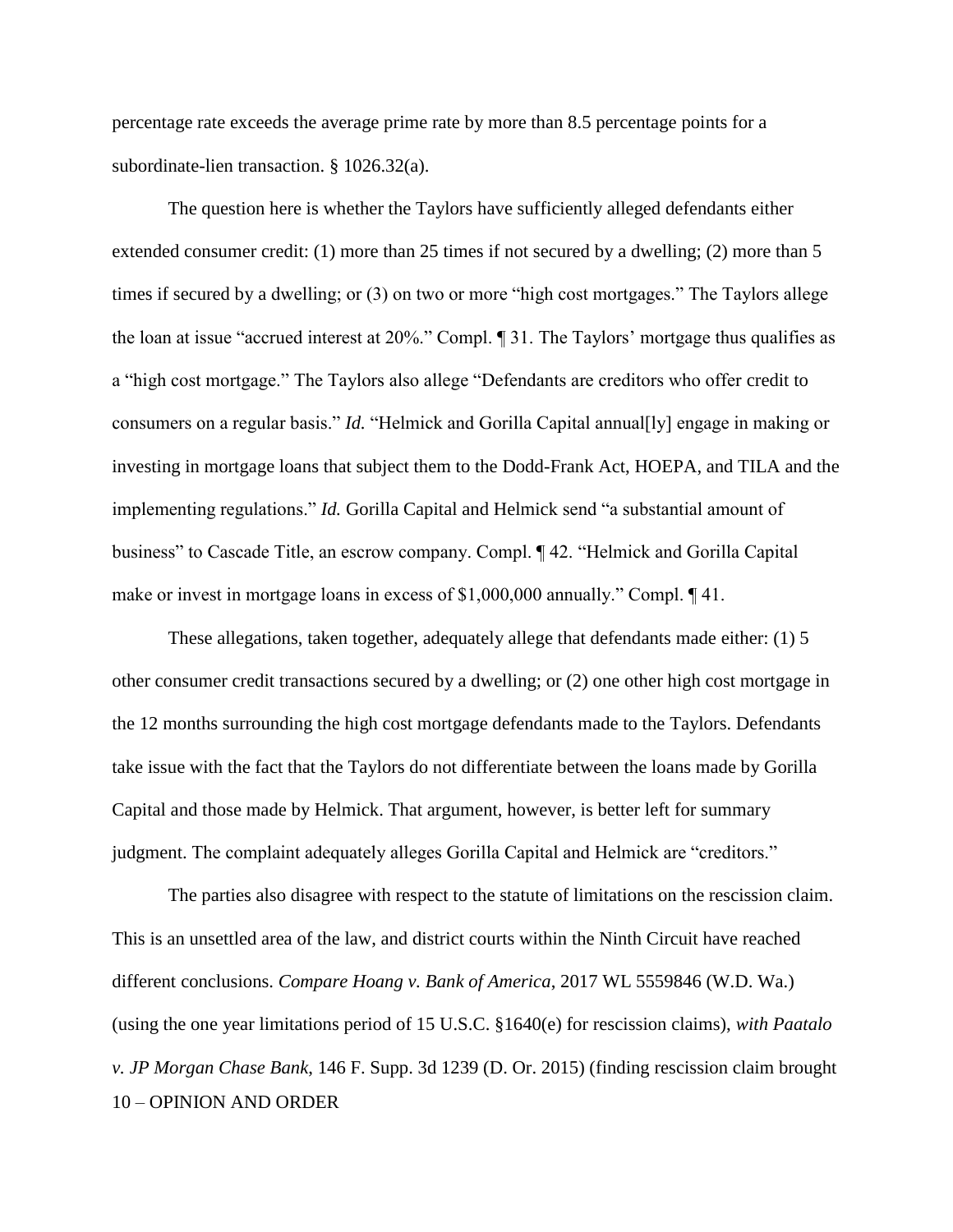percentage rate exceeds the average prime rate by more than 8.5 percentage points for a subordinate-lien transaction. § 1026.32(a).

The question here is whether the Taylors have sufficiently alleged defendants either extended consumer credit: (1) more than 25 times if not secured by a dwelling; (2) more than 5 times if secured by a dwelling; or (3) on two or more "high cost mortgages." The Taylors allege the loan at issue "accrued interest at 20%." Compl. ¶ 31. The Taylors' mortgage thus qualifies as a "high cost mortgage." The Taylors also allege "Defendants are creditors who offer credit to consumers on a regular basis." *Id.* "Helmick and Gorilla Capital annual[ly] engage in making or investing in mortgage loans that subject them to the Dodd-Frank Act, HOEPA, and TILA and the implementing regulations." *Id.* Gorilla Capital and Helmick send "a substantial amount of business" to Cascade Title, an escrow company. Compl. ¶ 42. "Helmick and Gorilla Capital make or invest in mortgage loans in excess of $1,000,000 annually." Compl. ¶ 41.

These allegations, taken together, adequately allege that defendants made either: (1) 5 other consumer credit transactions secured by a dwelling; or (2) one other high cost mortgage in the 12 months surrounding the high cost mortgage defendants made to the Taylors. Defendants take issue with the fact that the Taylors do not differentiate between the loans made by Gorilla Capital and those made by Helmick. That argument, however, is better left for summary judgment. The complaint adequately alleges Gorilla Capital and Helmick are "creditors."

The parties also disagree with respect to the statute of limitations on the rescission claim. This is an unsettled area of the law, and district courts within the Ninth Circuit have reached different conclusions. *Compare Hoang v. Bank of America*, 2017 WL 5559846 (W.D. Wa.) (using the one year limitations period of 15 U.S.C. §1640(e) for rescission claims), *with Paatalo v. JP Morgan Chase Bank*, 146 F. Supp. 3d 1239 (D. Or. 2015) (finding rescission claim brought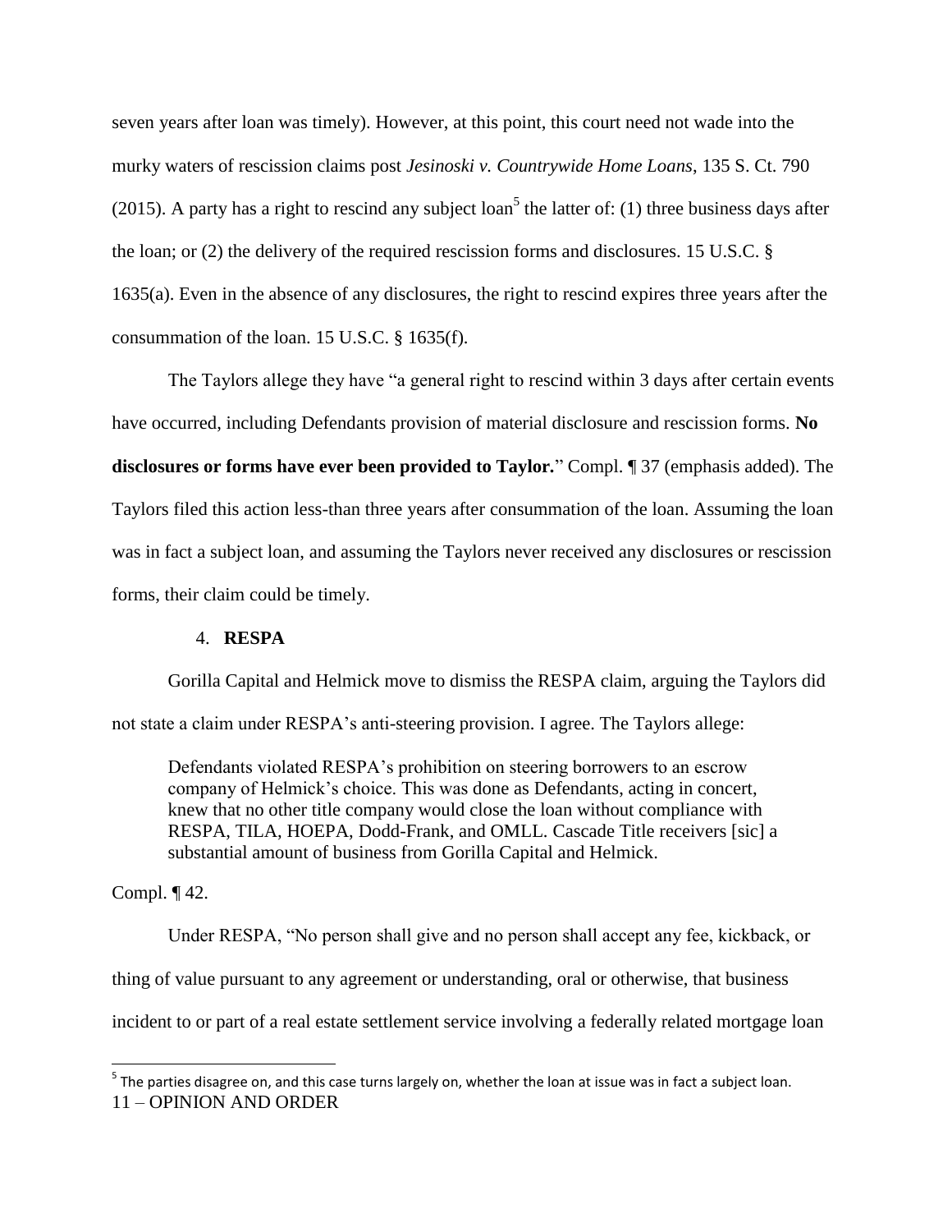seven years after loan was timely). However, at this point, this court need not wade into the murky waters of rescission claims post *Jesinoski v. Countrywide Home Loans*, 135 S. Ct. 790 (2015). A party has a right to rescind any subject loan[5] the latter of: (1) three business days after the loan; or (2) the delivery of the required rescission forms and disclosures. 15 U.S.C. § 1635(a). Even in the absence of any disclosures, the right to rescind expires three years after the consummation of the loan. 15 U.S.C. § 1635(f).

The Taylors allege they have "a general right to rescind within 3 days after certain events have occurred, including Defendants provision of material disclosure and rescission forms. **No disclosures or forms have ever been provided to Taylor.**" Compl. ¶ 37 (emphasis added). The Taylors filed this action less-than three years after consummation of the loan. Assuming the loan was in fact a subject loan, and assuming the Taylors never received any disclosures or rescission forms, their claim could be timely.

4. **RESPA**

Gorilla Capital and Helmick move to dismiss the RESPA claim, arguing the Taylors did not state a claim under RESPA's anti-steering provision. I agree. The Taylors allege:

> Defendants violated RESPA's prohibition on steering borrowers to an escrow company of Helmick's choice. This was done as Defendants, acting in concert, knew that no other title company would close the loan without compliance with RESPA, TILA, HOEPA, Dodd-Frank, and OMLL. Cascade Title receivers [sic] a substantial amount of business from Gorilla Capital and Helmick.

Compl. ¶ 42.

Under RESPA, "No person shall give and no person shall accept any fee, kickback, or thing of value pursuant to any agreement or understanding, oral or otherwise, that business incident to or part of a real estate settlement service involving a federally related mortgage loan

---

[5] The parties disagree on, and this case turns largely on, whether the loan at issue was in fact a subject loan.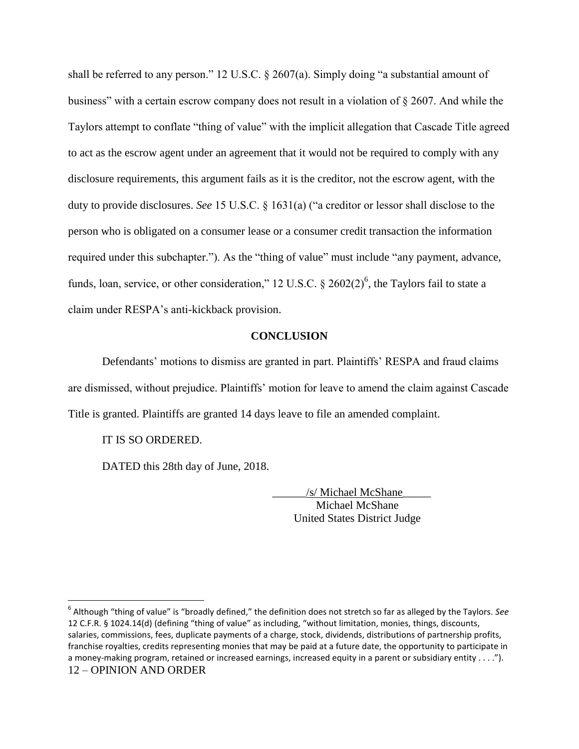shall be referred to any person." 12 U.S.C. § 2607(a). Simply doing "a substantial amount of business" with a certain escrow company does not result in a violation of § 2607. And while the Taylors attempt to conflate "thing of value" with the implicit allegation that Cascade Title agreed to act as the escrow agent under an agreement that it would not be required to comply with any disclosure requirements, this argument fails as it is the creditor, not the escrow agent, with the duty to provide disclosures. *See* 15 U.S.C. § 1631(a) ("a creditor or lessor shall disclose to the person who is obligated on a consumer lease or a consumer credit transaction the information required under this subchapter."). As the "thing of value" must include "any payment, advance, funds, loan, service, or other consideration," 12 U.S.C. § 2602(2)[6], the Taylors fail to state a claim under RESPA's anti-kickback provision.

**CONCLUSION**

Defendants' motions to dismiss are granted in part. Plaintiffs' RESPA and fraud claims are dismissed, without prejudice. Plaintiffs' motion for leave to amend the claim against Cascade Title is granted. Plaintiffs are granted 14 days leave to file an amended complaint.

IT IS SO ORDERED.

DATED this 28th day of June, 2018.

/s/ Michael McShane
Michael McShane
United States District Judge

---

[6] Although "thing of value" is "broadly defined," the definition does not stretch so far as alleged by the Taylors. *See* 12 C.F.R. § 1024.14(d) (defining "thing of value" as including, "without limitation, monies, things, discounts, salaries, commissions, fees, duplicate payments of a charge, stock, dividends, distributions of partnership profits, franchise royalties, credits representing monies that may be paid at a future date, the opportunity to participate in a money-making program, retained or increased earnings, increased equity in a parent or subsidiary entity . . . .").